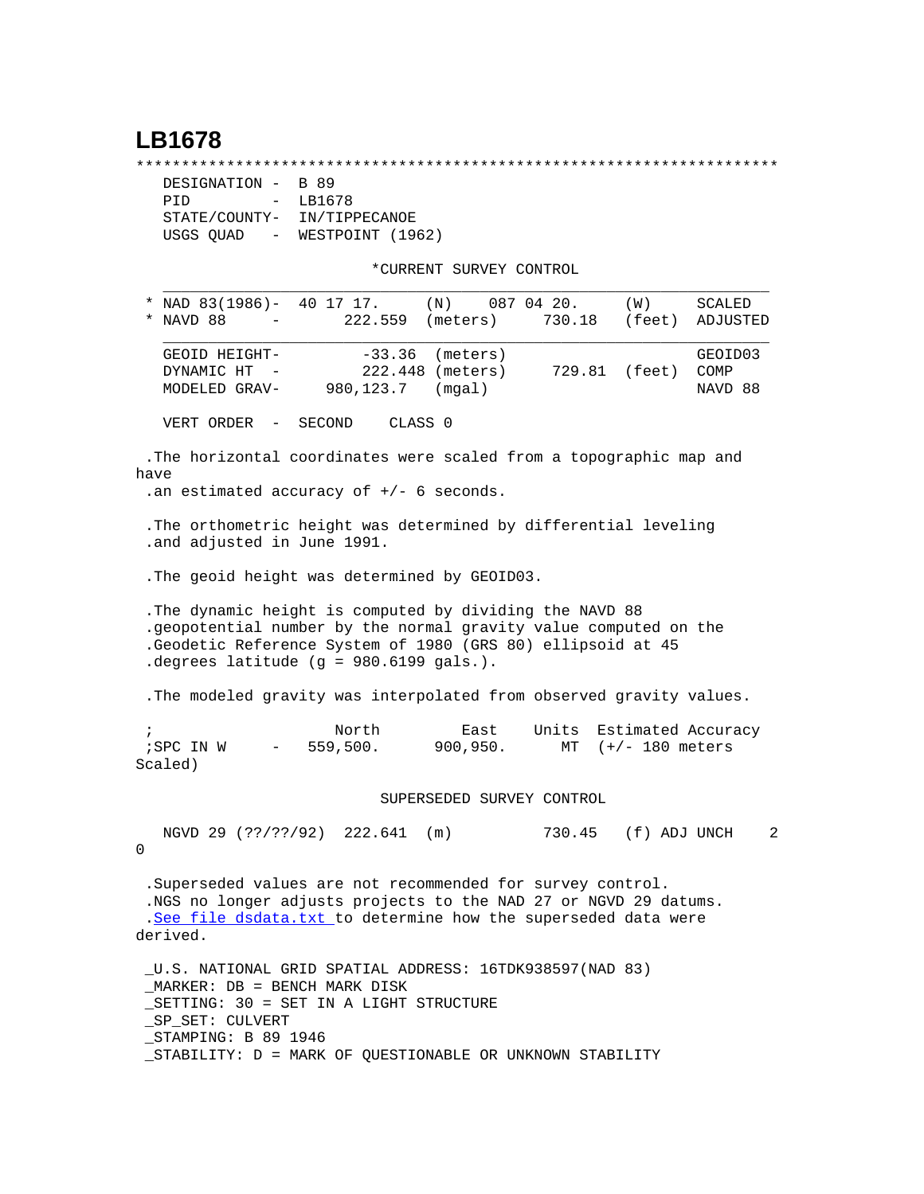# LB1678

```
***********************************************************************
  DESIGNATION -  B 89
  PID         -  LB1678
  STATE/COUNTY-  IN/TIPPECANOE
  USGS QUAD   -  WESTPOINT (1962)

                          *CURRENT SURVEY CONTROL
  ___________________________________________________________________
* NAD 83(1986)-  40 17 17.     (N)    087 04 20.      (W)     SCALED
* NAVD 88     -       222.559  (meters)     730.18    (feet)  ADJUSTED
  ___________________________________________________________________
  GEOID HEIGHT-        -33.36  (meters)                       GEOID03
  DYNAMIC HT  -        222.448 (meters)     729.81  (feet)    COMP
  MODELED GRAV-    980,123.7   (mgal)                         NAVD 88

  VERT ORDER  -  SECOND    CLASS 0

.The horizontal coordinates were scaled from a topographic map and
have
.an estimated accuracy of +/- 6 seconds.

.The orthometric height was determined by differential leveling
.and adjusted in June 1991.

.The geoid height was determined by GEOID03.

.The dynamic height is computed by dividing the NAVD 88
.geopotential number by the normal gravity value computed on the
.Geodetic Reference System of 1980 (GRS 80) ellipsoid at 45
.degrees latitude (g = 980.6199 gals.).

.The modeled gravity was interpolated from observed gravity values.

;                   North         East     Units  Estimated Accuracy
;SPC IN W     -   559,500.      900,950.     MT  (+/- 180 meters
Scaled)

                          SUPERSEDED SURVEY CONTROL

  NGVD 29 (??/??/92)  222.641  (m)          730.45   (f) ADJ UNCH    2
0

.Superseded values are not recommended for survey control.
.NGS no longer adjusts projects to the NAD 27 or NGVD 29 datums.
.See file dsdata.txt to determine how the superseded data were
derived.

_U.S. NATIONAL GRID SPATIAL ADDRESS: 16TDK938597(NAD 83)
_MARKER: DB = BENCH MARK DISK
_SETTING: 30 = SET IN A LIGHT STRUCTURE
_SP_SET: CULVERT
_STAMPING: B 89 1946
_STABILITY: D = MARK OF QUESTIONABLE OR UNKNOWN STABILITY
```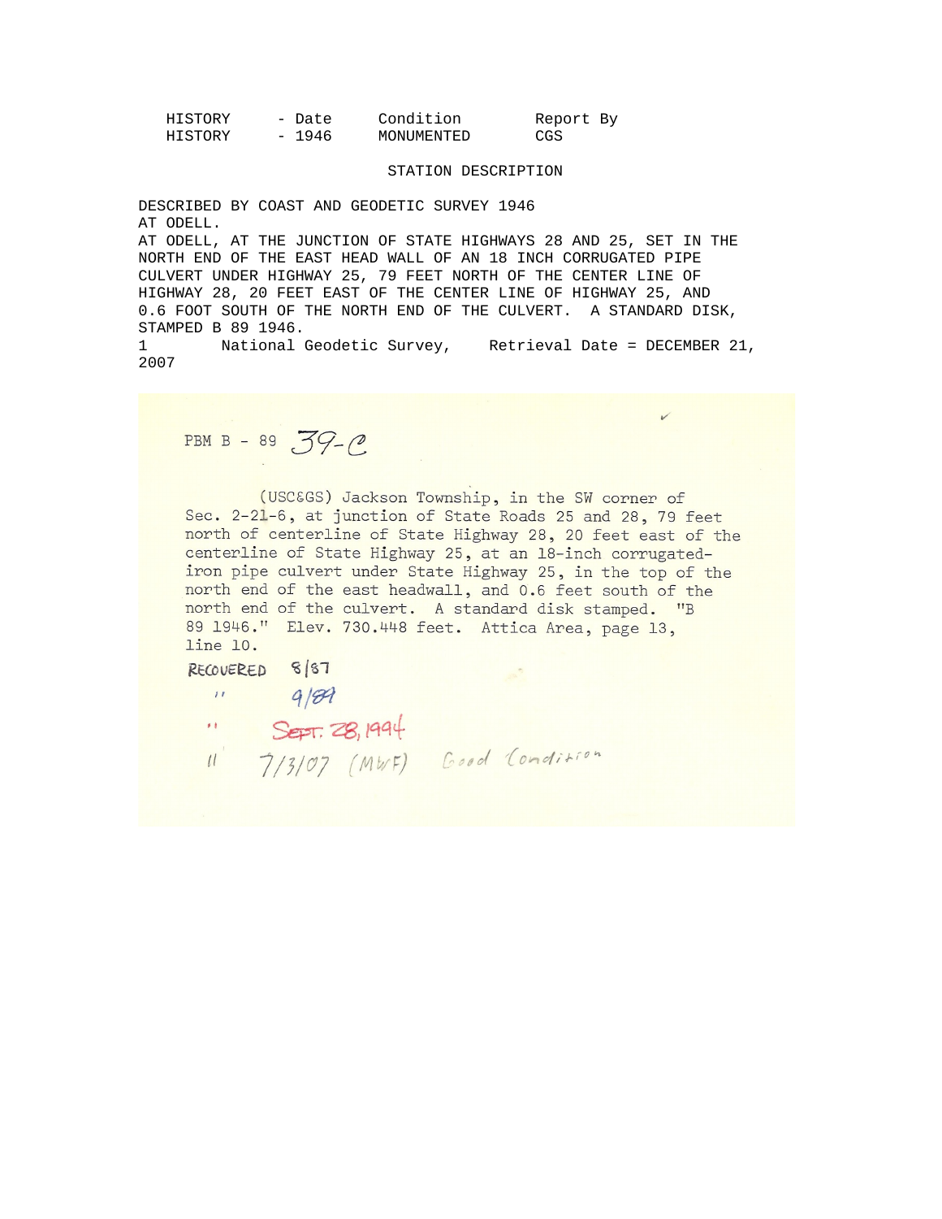| HISTORY | - Date | Condition | Report By |
|---|---|---|---|
| HISTORY | - 1946 | MONUMENTED | CGS |

STATION DESCRIPTION

DESCRIBED BY COAST AND GEODETIC SURVEY 1946
AT ODELL.
AT ODELL, AT THE JUNCTION OF STATE HIGHWAYS 28 AND 25, SET IN THE NORTH END OF THE EAST HEAD WALL OF AN 18 INCH CORRUGATED PIPE CULVERT UNDER HIGHWAY 25, 79 FEET NORTH OF THE CENTER LINE OF HIGHWAY 28, 20 FEET EAST OF THE CENTER LINE OF HIGHWAY 25, AND 0.6 FOOT SOUTH OF THE NORTH END OF THE CULVERT. A STANDARD DISK, STAMPED B 89 1946.

National Geodetic Survey, Retrieval Date = DECEMBER 21, 2007

PBM B - 89 39-C

(USC&GS) Jackson Township, in the SW corner of Sec. 2-21-6, at junction of State Roads 25 and 28, 79 feet north of centerline of State Highway 28, 20 feet east of the centerline of State Highway 25, at an 18-inch corrugated-iron pipe culvert under State Highway 25, in the top of the north end of the east headwall, and 0.6 feet south of the north end of the culvert. A standard disk stamped. "B 89 1946." Elev. 730.448 feet. Attica Area, page 13, line 10.

RECOVERED 8/87
" 9/89
" Sept. 28, 1994
" 7/3/07 (MWF) Good Condition